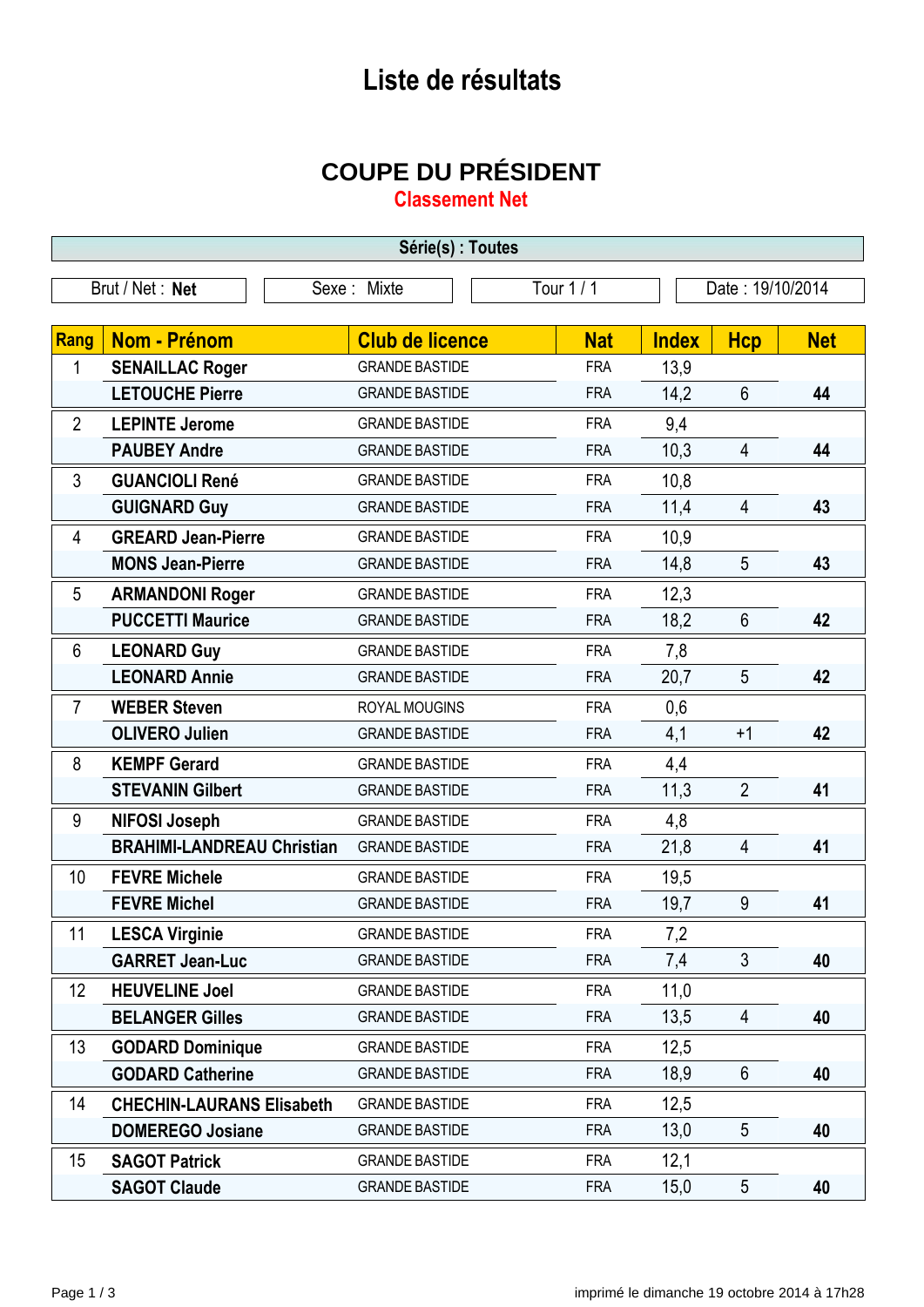# Liste de résultats

## COUPE DU PRÉSIDENT

### Classement Net

**Série(s) : Toutes**

| Brut / Net : **Net** | Sexe : Mixte | Tour 1 / 1 | Date : 19/10/2014 |
|---|---|---|---|

| Rang | Nom - Prénom | Club de licence | Nat | Index | Hcp | Net |
|---|---|---|---|---|---|---|
| 1 | **SENAILLAC Roger** | GRANDE BASTIDE | FRA | 13,9 | | |
| | **LETOUCHE Pierre** | GRANDE BASTIDE | FRA | 14,2 | 6 | **44** |
| 2 | **LEPINTE Jerome** | GRANDE BASTIDE | FRA | 9,4 | | |
| | **PAUBEY Andre** | GRANDE BASTIDE | FRA | 10,3 | 4 | **44** |
| 3 | **GUANCIOLI René** | GRANDE BASTIDE | FRA | 10,8 | | |
| | **GUIGNARD Guy** | GRANDE BASTIDE | FRA | 11,4 | 4 | **43** |
| 4 | **GREARD Jean-Pierre** | GRANDE BASTIDE | FRA | 10,9 | | |
| | **MONS Jean-Pierre** | GRANDE BASTIDE | FRA | 14,8 | 5 | **43** |
| 5 | **ARMANDONI Roger** | GRANDE BASTIDE | FRA | 12,3 | | |
| | **PUCCETTI Maurice** | GRANDE BASTIDE | FRA | 18,2 | 6 | **42** |
| 6 | **LEONARD Guy** | GRANDE BASTIDE | FRA | 7,8 | | |
| | **LEONARD Annie** | GRANDE BASTIDE | FRA | 20,7 | 5 | **42** |
| 7 | **WEBER Steven** | ROYAL MOUGINS | FRA | 0,6 | | |
| | **OLIVERO Julien** | GRANDE BASTIDE | FRA | 4,1 | +1 | **42** |
| 8 | **KEMPF Gerard** | GRANDE BASTIDE | FRA | 4,4 | | |
| | **STEVANIN Gilbert** | GRANDE BASTIDE | FRA | 11,3 | 2 | **41** |
| 9 | **NIFOSI Joseph** | GRANDE BASTIDE | FRA | 4,8 | | |
| | **BRAHIMI-LANDREAU Christian** | GRANDE BASTIDE | FRA | 21,8 | 4 | **41** |
| 10 | **FEVRE Michele** | GRANDE BASTIDE | FRA | 19,5 | | |
| | **FEVRE Michel** | GRANDE BASTIDE | FRA | 19,7 | 9 | **41** |
| 11 | **LESCA Virginie** | GRANDE BASTIDE | FRA | 7,2 | | |
| | **GARRET Jean-Luc** | GRANDE BASTIDE | FRA | 7,4 | 3 | **40** |
| 12 | **HEUVELINE Joel** | GRANDE BASTIDE | FRA | 11,0 | | |
| | **BELANGER Gilles** | GRANDE BASTIDE | FRA | 13,5 | 4 | **40** |
| 13 | **GODARD Dominique** | GRANDE BASTIDE | FRA | 12,5 | | |
| | **GODARD Catherine** | GRANDE BASTIDE | FRA | 18,9 | 6 | **40** |
| 14 | **CHECHIN-LAURANS Elisabeth** | GRANDE BASTIDE | FRA | 12,5 | | |
| | **DOMEREGO Josiane** | GRANDE BASTIDE | FRA | 13,0 | 5 | **40** |
| 15 | **SAGOT Patrick** | GRANDE BASTIDE | FRA | 12,1 | | |
| | **SAGOT Claude** | GRANDE BASTIDE | FRA | 15,0 | 5 | **40** |

imprimé le dimanche 19 octobre 2014 à 17h28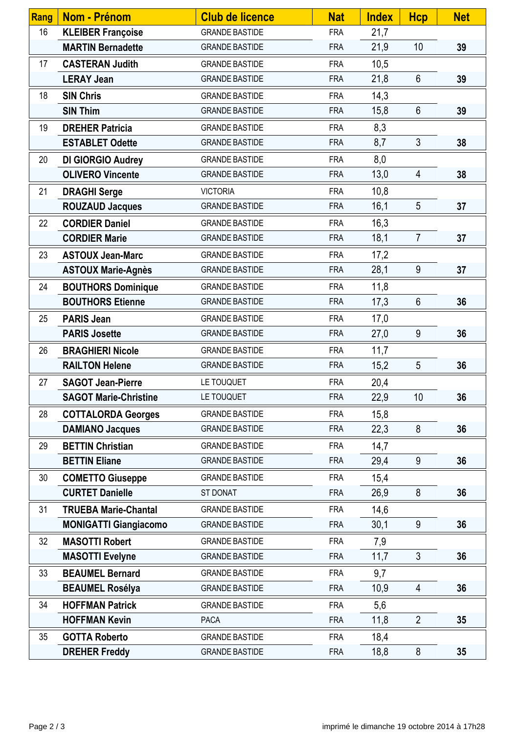| Rang | Nom - Prénom | Club de licence | Nat | Index | Hcp | Net |
|---|---|---|---|---|---|---|
| 16 | KLEIBER Françoise | GRANDE BASTIDE | FRA | 21,7 | | |
| | MARTIN Bernadette | GRANDE BASTIDE | FRA | 21,9 | 10 | 39 |
| 17 | CASTERAN Judith | GRANDE BASTIDE | FRA | 10,5 | | |
| | LERAY Jean | GRANDE BASTIDE | FRA | 21,8 | 6 | 39 |
| 18 | SIN Chris | GRANDE BASTIDE | FRA | 14,3 | | |
| | SIN Thim | GRANDE BASTIDE | FRA | 15,8 | 6 | 39 |
| 19 | DREHER Patricia | GRANDE BASTIDE | FRA | 8,3 | | |
| | ESTABLET Odette | GRANDE BASTIDE | FRA | 8,7 | 3 | 38 |
| 20 | DI GIORGIO Audrey | GRANDE BASTIDE | FRA | 8,0 | | |
| | OLIVERO Vincente | GRANDE BASTIDE | FRA | 13,0 | 4 | 38 |
| 21 | DRAGHI Serge | VICTORIA | FRA | 10,8 | | |
| | ROUZAUD Jacques | GRANDE BASTIDE | FRA | 16,1 | 5 | 37 |
| 22 | CORDIER Daniel | GRANDE BASTIDE | FRA | 16,3 | | |
| | CORDIER Marie | GRANDE BASTIDE | FRA | 18,1 | 7 | 37 |
| 23 | ASTOUX Jean-Marc | GRANDE BASTIDE | FRA | 17,2 | | |
| | ASTOUX Marie-Agnès | GRANDE BASTIDE | FRA | 28,1 | 9 | 37 |
| 24 | BOUTHORS Dominique | GRANDE BASTIDE | FRA | 11,8 | | |
| | BOUTHORS Etienne | GRANDE BASTIDE | FRA | 17,3 | 6 | 36 |
| 25 | PARIS Jean | GRANDE BASTIDE | FRA | 17,0 | | |
| | PARIS Josette | GRANDE BASTIDE | FRA | 27,0 | 9 | 36 |
| 26 | BRAGHIERI Nicole | GRANDE BASTIDE | FRA | 11,7 | | |
| | RAILTON Helene | GRANDE BASTIDE | FRA | 15,2 | 5 | 36 |
| 27 | SAGOT Jean-Pierre | LE TOUQUET | FRA | 20,4 | | |
| | SAGOT Marie-Christine | LE TOUQUET | FRA | 22,9 | 10 | 36 |
| 28 | COTTALORDA Georges | GRANDE BASTIDE | FRA | 15,8 | | |
| | DAMIANO Jacques | GRANDE BASTIDE | FRA | 22,3 | 8 | 36 |
| 29 | BETTIN Christian | GRANDE BASTIDE | FRA | 14,7 | | |
| | BETTIN Eliane | GRANDE BASTIDE | FRA | 29,4 | 9 | 36 |
| 30 | COMETTO Giuseppe | GRANDE BASTIDE | FRA | 15,4 | | |
| | CURTET Danielle | ST DONAT | FRA | 26,9 | 8 | 36 |
| 31 | TRUEBA Marie-Chantal | GRANDE BASTIDE | FRA | 14,6 | | |
| | MONIGATTI Giangiacomo | GRANDE BASTIDE | FRA | 30,1 | 9 | 36 |
| 32 | MASOTTI Robert | GRANDE BASTIDE | FRA | 7,9 | | |
| | MASOTTI Evelyne | GRANDE BASTIDE | FRA | 11,7 | 3 | 36 |
| 33 | BEAUMEL Bernard | GRANDE BASTIDE | FRA | 9,7 | | |
| | BEAUMEL Rosélya | GRANDE BASTIDE | FRA | 10,9 | 4 | 36 |
| 34 | HOFFMAN Patrick | GRANDE BASTIDE | FRA | 5,6 | | |
| | HOFFMAN Kevin | PACA | FRA | 11,8 | 2 | 35 |
| 35 | GOTTA Roberto | GRANDE BASTIDE | FRA | 18,4 | | |
| | DREHER Freddy | GRANDE BASTIDE | FRA | 18,8 | 8 | 35 |

imprimé le dimanche 19 octobre 2014 à 17h28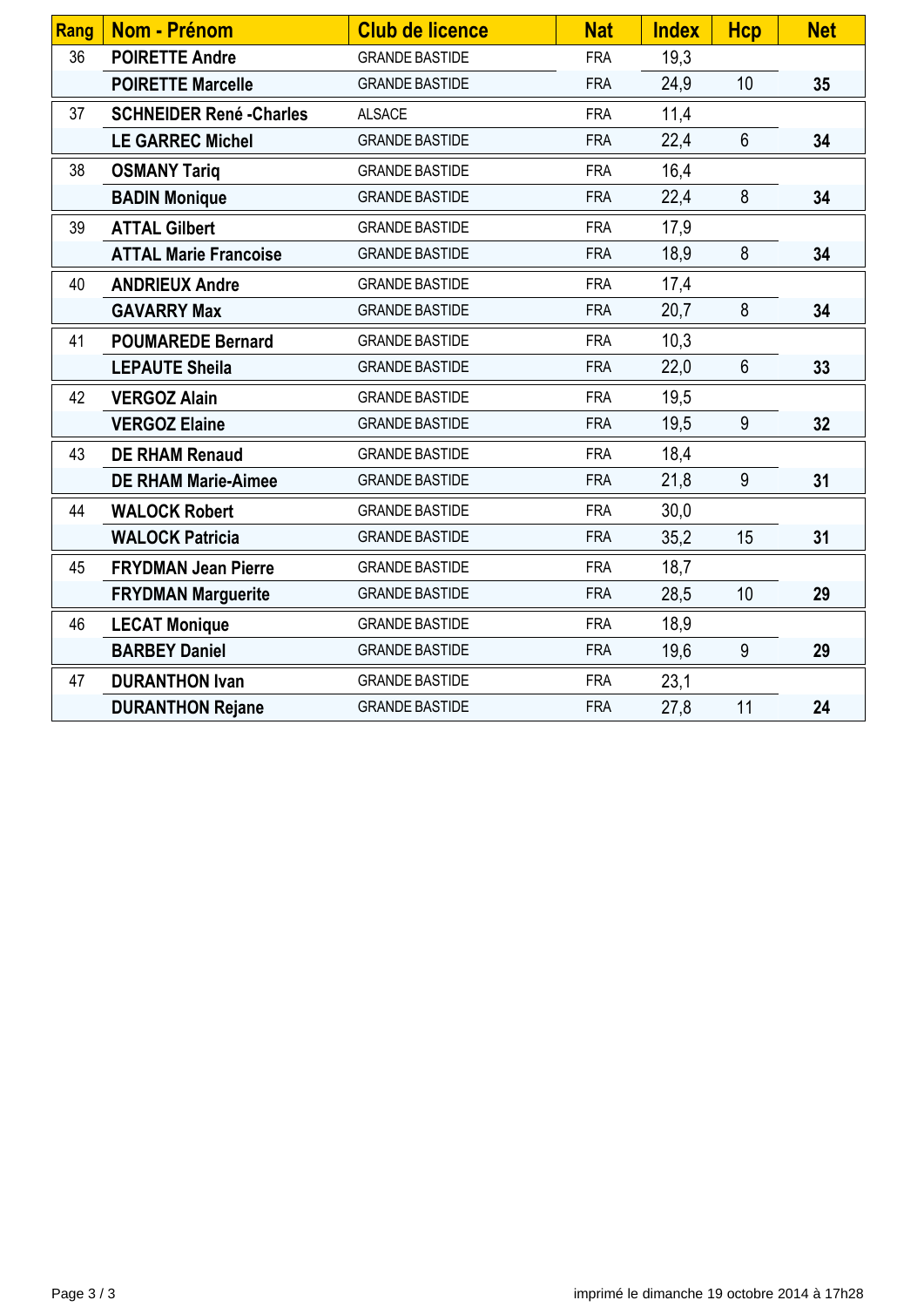| Rang | Nom - Prénom | Club de licence | Nat | Index | Hcp | Net |
|---|---|---|---|---|---|---|
| 36 | **POIRETTE Andre** | GRANDE BASTIDE | FRA | 19,3 | | |
| | **POIRETTE Marcelle** | GRANDE BASTIDE | FRA | 24,9 | 10 | **35** |
| 37 | **SCHNEIDER René -Charles** | ALSACE | FRA | 11,4 | | |
| | **LE GARREC Michel** | GRANDE BASTIDE | FRA | 22,4 | 6 | **34** |
| 38 | **OSMANY Tariq** | GRANDE BASTIDE | FRA | 16,4 | | |
| | **BADIN Monique** | GRANDE BASTIDE | FRA | 22,4 | 8 | **34** |
| 39 | **ATTAL Gilbert** | GRANDE BASTIDE | FRA | 17,9 | | |
| | **ATTAL Marie Francoise** | GRANDE BASTIDE | FRA | 18,9 | 8 | **34** |
| 40 | **ANDRIEUX Andre** | GRANDE BASTIDE | FRA | 17,4 | | |
| | **GAVARRY Max** | GRANDE BASTIDE | FRA | 20,7 | 8 | **34** |
| 41 | **POUMAREDE Bernard** | GRANDE BASTIDE | FRA | 10,3 | | |
| | **LEPAUTE Sheila** | GRANDE BASTIDE | FRA | 22,0 | 6 | **33** |
| 42 | **VERGOZ Alain** | GRANDE BASTIDE | FRA | 19,5 | | |
| | **VERGOZ Elaine** | GRANDE BASTIDE | FRA | 19,5 | 9 | **32** |
| 43 | **DE RHAM Renaud** | GRANDE BASTIDE | FRA | 18,4 | | |
| | **DE RHAM Marie-Aimee** | GRANDE BASTIDE | FRA | 21,8 | 9 | **31** |
| 44 | **WALOCK Robert** | GRANDE BASTIDE | FRA | 30,0 | | |
| | **WALOCK Patricia** | GRANDE BASTIDE | FRA | 35,2 | 15 | **31** |
| 45 | **FRYDMAN Jean Pierre** | GRANDE BASTIDE | FRA | 18,7 | | |
| | **FRYDMAN Marguerite** | GRANDE BASTIDE | FRA | 28,5 | 10 | **29** |
| 46 | **LECAT Monique** | GRANDE BASTIDE | FRA | 18,9 | | |
| | **BARBEY Daniel** | GRANDE BASTIDE | FRA | 19,6 | 9 | **29** |
| 47 | **DURANTHON Ivan** | GRANDE BASTIDE | FRA | 23,1 | | |
| | **DURANTHON Rejane** | GRANDE BASTIDE | FRA | 27,8 | 11 | **24** |

imprimé le dimanche 19 octobre 2014 à 17h28